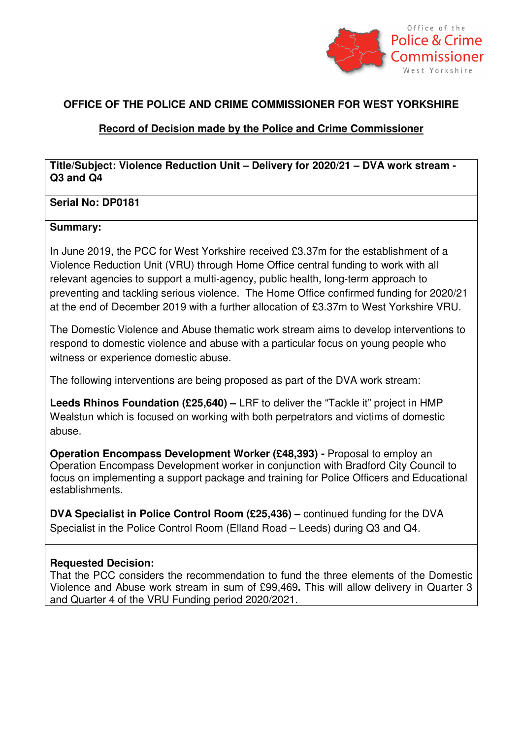Office of the Police & Crime Commissioner West Yorkshire

## OFFICE OF THE POLICE AND CRIME COMMISSIONER FOR WEST YORKSHIRE

### Record of Decision made by the Police and Crime Commissioner

**Title/Subject: Violence Reduction Unit – Delivery for 2020/21 – DVA work stream - Q3 and Q4**

**Serial No: DP0181**

**Summary:**

In June 2019, the PCC for West Yorkshire received £3.37m for the establishment of a Violence Reduction Unit (VRU) through Home Office central funding to work with all relevant agencies to support a multi-agency, public health, long-term approach to preventing and tackling serious violence. The Home Office confirmed funding for 2020/21 at the end of December 2019 with a further allocation of £3.37m to West Yorkshire VRU.

The Domestic Violence and Abuse thematic work stream aims to develop interventions to respond to domestic violence and abuse with a particular focus on young people who witness or experience domestic abuse.

The following interventions are being proposed as part of the DVA work stream:

**Leeds Rhinos Foundation (£25,640) –** LRF to deliver the "Tackle it" project in HMP Wealstun which is focused on working with both perpetrators and victims of domestic abuse.

**Operation Encompass Development Worker (£48,393) -** Proposal to employ an Operation Encompass Development worker in conjunction with Bradford City Council to focus on implementing a support package and training for Police Officers and Educational establishments.

**DVA Specialist in Police Control Room (£25,436) –** continued funding for the DVA Specialist in the Police Control Room (Elland Road – Leeds) during Q3 and Q4.

**Requested Decision:**
That the PCC considers the recommendation to fund the three elements of the Domestic Violence and Abuse work stream in sum of £99,469**.** This will allow delivery in Quarter 3 and Quarter 4 of the VRU Funding period 2020/2021.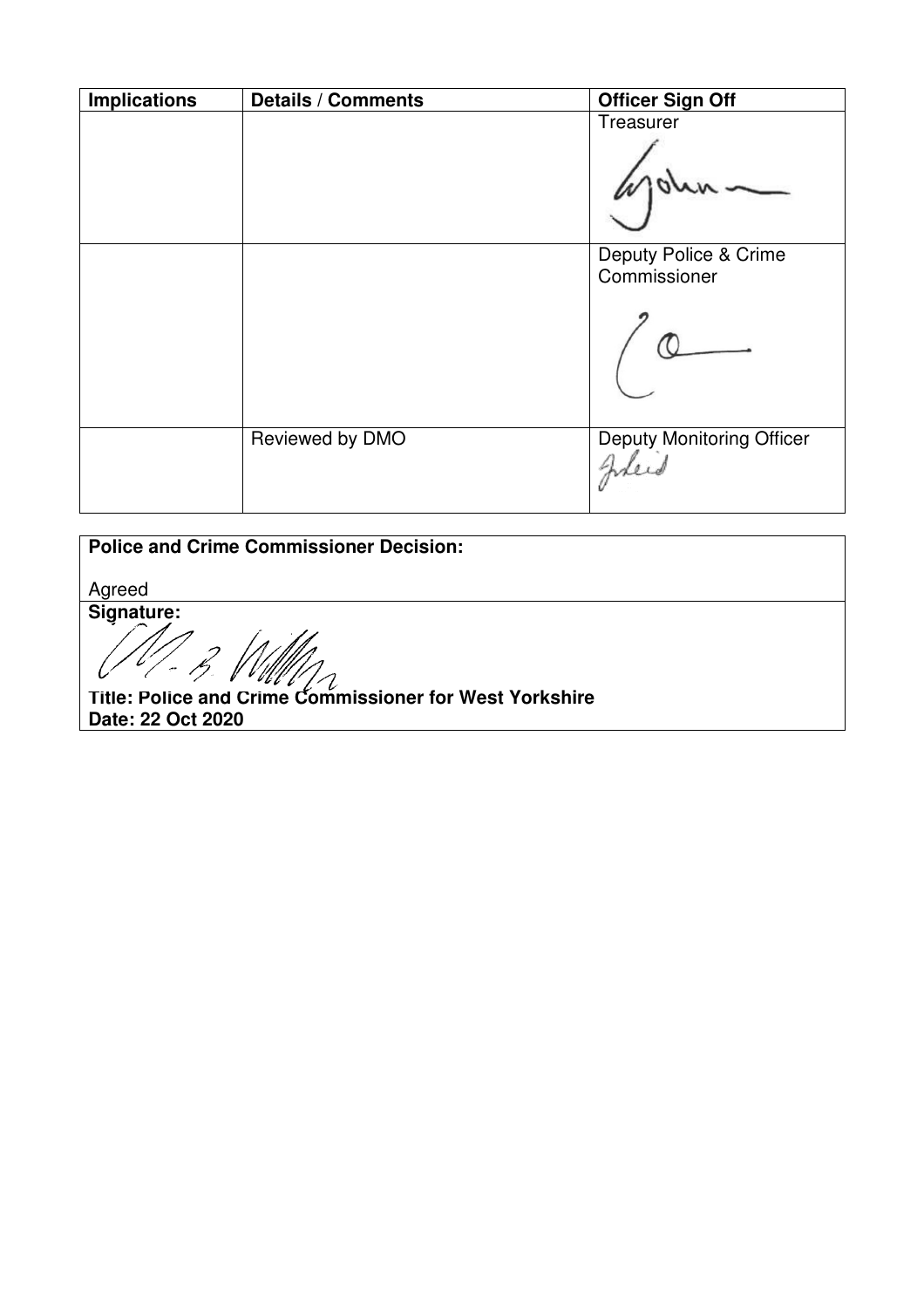| Implications | Details / Comments | Officer Sign Off |
|---|---|---|
| | | Treasurer |
| | | Deputy Police & Crime Commissioner |
| | Reviewed by DMO | Deputy Monitoring Officer |

| **Police and Crime Commissioner Decision:** |
|---|
| Agreed |
| **Signature:** |
| **Title: Police and Crime Commissioner for West Yorkshire** |
| **Date: 22 Oct 2020** |